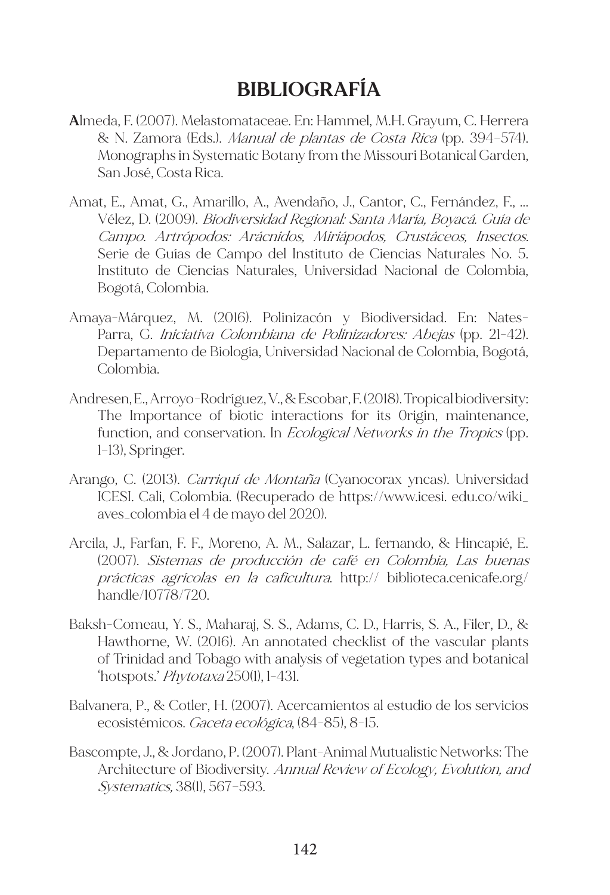# BIBLIOGRAFÍA

**A**lmeda, F. (2007). Melastomataceae. En: Hammel, M.H. Grayum, C. Herrera & N. Zamora (Eds.). *Manual de plantas de Costa Rica* (pp. 394-574). Monographs in Systematic Botany from the Missouri Botanical Garden, San José, Costa Rica.

Amat, E., Amat, G., Amarillo, A., Avendaño, J., Cantor, C., Fernández, F., ... Vélez, D. (2009). *Biodiversidad Regional: Santa María, Boyacá. Guía de Campo. Artrópodos: Arácnidos, Miriápodos, Crustáceos, Insectos.* Serie de Guías de Campo del Instituto de Ciencias Naturales No. 5. Instituto de Ciencias Naturales, Universidad Nacional de Colombia, Bogotá, Colombia.

Amaya-Márquez, M. (2016). Polinizacón y Biodiversidad. En: Nates-Parra, G. *Iniciativa Colombiana de Polinizadores: Abejas* (pp. 21-42). Departamento de Biología, Universidad Nacional de Colombia, Bogotá, Colombia.

Andresen, E., Arroyo-Rodríguez, V., & Escobar, F. (2018). Tropical biodiversity: The Importance of biotic interactions for its 0rigin, maintenance, function, and conservation. In *Ecological Networks in the Tropics* (pp. 1–13), Springer.

Arango, C. (2013). *Carriquí de Montaña* (Cyanocorax yncas). Universidad ICESI. Cali, Colombia. (Recuperado de https://www.icesi. edu.co/wiki_aves_colombia el 4 de mayo del 2020).

Arcila, J., Farfan, F. F., Moreno, A. M., Salazar, L. fernando, & Hincapié, E. (2007). *Sistemas de producción de café en Colombia, Las buenas prácticas agrícolas en la caficultura*. http:// biblioteca.cenicafe.org/handle/10778/720.

Baksh-Comeau, Y. S., Maharaj, S. S., Adams, C. D., Harris, S. A., Filer, D., & Hawthorne, W. (2016). An annotated checklist of the vascular plants of Trinidad and Tobago with analysis of vegetation types and botanical 'hotspots.' *Phytotaxa* 250(1), 1-431.

Balvanera, P., & Cotler, H. (2007). Acercamientos al estudio de los servicios ecosistémicos. *Gaceta ecológica*, (84-85), 8-15.

Bascompte, J., & Jordano, P. (2007). Plant-Animal Mutualistic Networks: The Architecture of Biodiversity. *Annual Review of Ecology, Evolution, and Systematics,* 38(1), 567–593.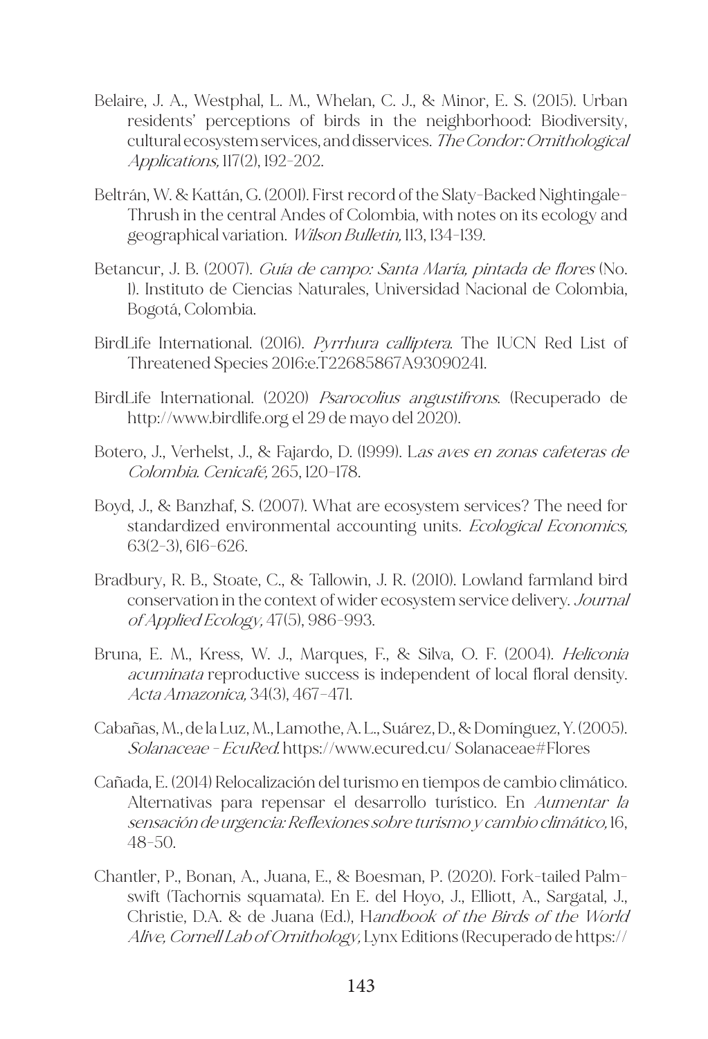Belaire, J. A., Westphal, L. M., Whelan, C. J., & Minor, E. S. (2015). Urban residents' perceptions of birds in the neighborhood: Biodiversity, cultural ecosystem services, and disservices. *The Condor: Ornithological Applications,* 117(2), 192-202.

Beltrán, W. & Kattán, G. (2001). First record of the Slaty-Backed Nightingale-Thrush in the central Andes of Colombia, with notes on its ecology and geographical variation. *Wilson Bulletin,* 113, 134-139.

Betancur, J. B. (2007). *Guía de campo: Santa María, pintada de flores* (No. 1). Instituto de Ciencias Naturales, Universidad Nacional de Colombia, Bogotá, Colombia.

BirdLife International. (2016). *Pyrrhura calliptera*. The IUCN Red List of Threatened Species 2016:e.T22685867A93090241.

BirdLife International. (2020) *Psarocolius angustifrons*. (Recuperado de http://www.birdlife.org el 29 de mayo del 2020).

Botero, J., Verhelst, J., & Fajardo, D. (1999). L*as aves en zonas cafeteras de Colombia. Cenicafé,* 265, 120-178.

Boyd, J., & Banzhaf, S. (2007). What are ecosystem services? The need for standardized environmental accounting units. *Ecological Economics,* 63(2-3), 616-626.

Bradbury, R. B., Stoate, C., & Tallowin, J. R. (2010). Lowland farmland bird conservation in the context of wider ecosystem service delivery. *Journal of Applied Ecology,* 47(5), 986-993.

Bruna, E. M., Kress, W. J., Marques, F., & Silva, O. F. (2004). *Heliconia acuminata* reproductive success is independent of local floral density. *Acta Amazonica,* 34(3), 467-471.

Cabañas, M., de la Luz, M., Lamothe, A. L., Suárez, D., & Domínguez, Y. (2005). *Solanaceae - EcuRed.* https://www.ecured.cu/ Solanaceae#Flores

Cañada, E. (2014) Relocalización del turismo en tiempos de cambio climático. Alternativas para repensar el desarrollo turístico. En *Aumentar la sensación de urgencia: Reflexiones sobre turismo y cambio climático,* 16, 48-50.

Chantler, P., Bonan, A., Juana, E., & Boesman, P. (2020). Fork-tailed Palm-swift (Tachornis squamata). En E. del Hoyo, J., Elliott, A., Sargatal, J., Christie, D.A. & de Juana (Ed.), H*andbook of the Birds of the World Alive, Cornell Lab of Ornithology,* Lynx Editions (Recuperado de https://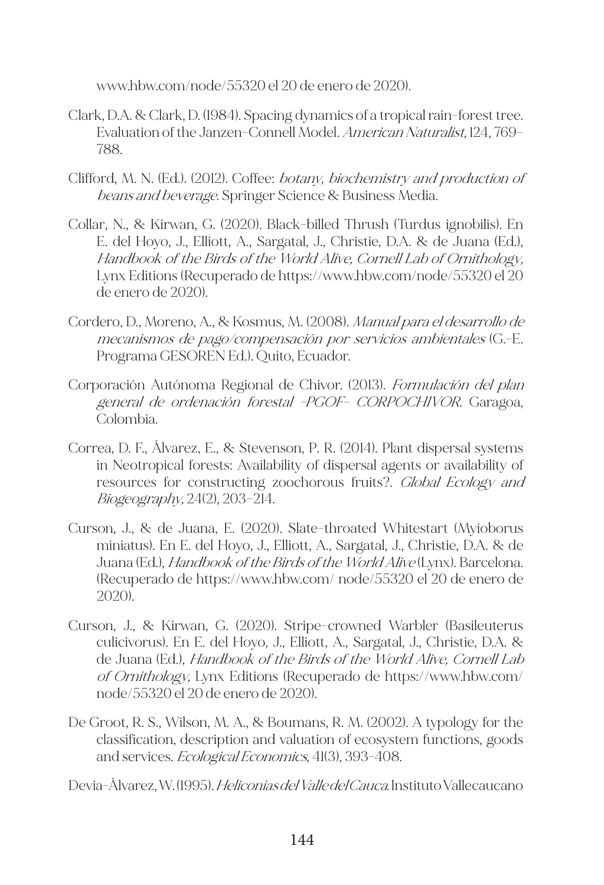www.hbw.com/node/55320 el 20 de enero de 2020).

Clark, D.A. & Clark, D. (1984). Spacing dynamics of a tropical rain-forest tree. Evaluation of the Janzen-Connell Model. *American Naturalist,* 124, 769-788.

Clifford, M. N. (Ed.). (2012). Coffee: *botany, biochemistry and production of beans and beverage*. Springer Science & Business Media.

Collar, N., & Kirwan, G. (2020). Black-billed Thrush (Turdus ignobilis). En E. del Hoyo, J., Elliott, A., Sargatal, J., Christie, D.A. & de Juana (Ed.), *Handbook of the Birds of the World Alive, Cornell Lab of Ornithology,* Lynx Editions (Recuperado de https://www.hbw.com/node/55320 el 20 de enero de 2020).

Cordero, D., Moreno, A., & Kosmus, M. (2008). *Manual para el desarrollo de mecanismos de pago/compensación por servicios ambientales* (G.-E. Programa GESOREN Ed.). Quito, Ecuador.

Corporación Autónoma Regional de Chivor. (2013). *Formulación del plan general de ordenación forestal -PGOF- CORPOCHIVOR.* Garagoa, Colombia.

Correa, D. F., Álvarez, E., & Stevenson, P. R. (2014). Plant dispersal systems in Neotropical forests: Availability of dispersal agents or availability of resources for constructing zoochorous fruits?. *Global Ecology and Biogeography,* 24(2), 203-214.

Curson, J., & de Juana, E. (2020). Slate-throated Whitestart (Myioborus miniatus). En E. del Hoyo, J., Elliott, A., Sargatal, J., Christie, D.A. & de Juana (Ed.), *Handbook of the Birds of the World Alive* (Lynx). Barcelona. (Recuperado de https://www.hbw.com/ node/55320 el 20 de enero de 2020).

Curson, J., & Kirwan, G. (2020). Stripe-crowned Warbler (Basileuterus culicivorus). En E. del Hoyo, J., Elliott, A., Sargatal, J., Christie, D.A. & de Juana (Ed.), *Handbook of the Birds of the World Alive, Cornell Lab of Ornithology,* Lynx Editions (Recuperado de https://www.hbw.com/ node/55320 el 20 de enero de 2020).

De Groot, R. S., Wilson, M. A., & Boumans, R. M. (2002). A typology for the classification, description and valuation of ecosystem functions, goods and services. *Ecological Economics*, 41(3), 393-408.

Devia-Álvarez, W. (1995). *Heliconias del Valle del Cauca.* Instituto Vallecaucano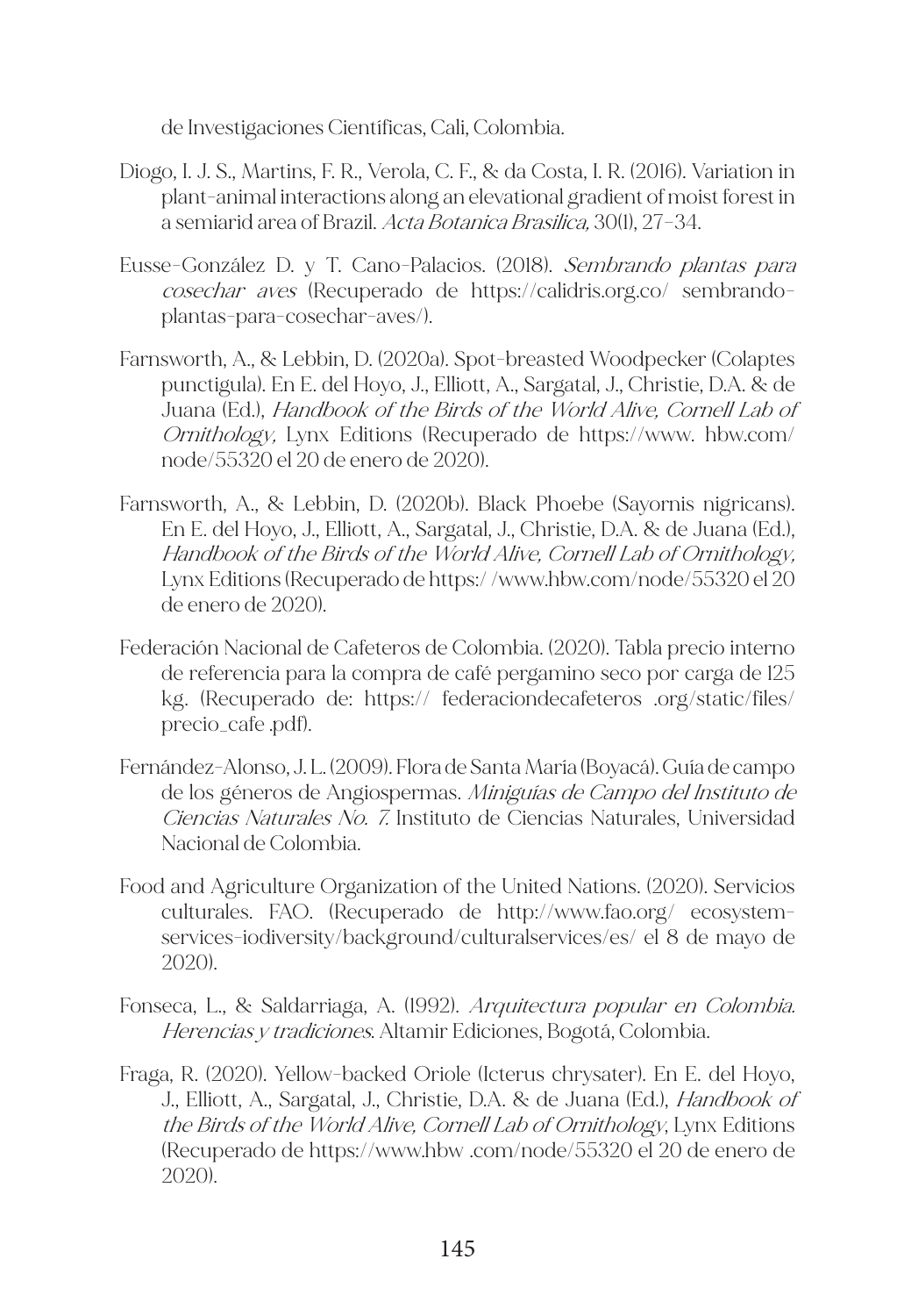de Investigaciones Científicas, Cali, Colombia.

Diogo, I. J. S., Martins, F. R., Verola, C. F., & da Costa, I. R. (2016). Variation in plant-animal interactions along an elevational gradient of moist forest in a semiarid area of Brazil. *Acta Botanica Brasilica,* 30(1), 27-34.

Eusse-González D. y T. Cano-Palacios. (2018). *Sembrando plantas para cosechar aves* (Recuperado de https://calidris.org.co/ sembrando-plantas-para-cosechar-aves/).

Farnsworth, A., & Lebbin, D. (2020a). Spot-breasted Woodpecker (Colaptes punctigula). En E. del Hoyo, J., Elliott, A., Sargatal, J., Christie, D.A. & de Juana (Ed.), *Handbook of the Birds of the World Alive, Cornell Lab of Ornithology,* Lynx Editions (Recuperado de https://www. hbw.com/ node/55320 el 20 de enero de 2020).

Farnsworth, A., & Lebbin, D. (2020b). Black Phoebe (Sayornis nigricans). En E. del Hoyo, J., Elliott, A., Sargatal, J., Christie, D.A. & de Juana (Ed.), *Handbook of the Birds of the World Alive, Cornell Lab of Ornithology,* Lynx Editions (Recuperado de https:/ /www.hbw.com/node/55320 el 20 de enero de 2020).

Federación Nacional de Cafeteros de Colombia. (2020). Tabla precio interno de referencia para la compra de café pergamino seco por carga de 125 kg. (Recuperado de: https:// federaciondecafeteros .org/static/files/ precio_cafe .pdf).

Fernández-Alonso, J. L. (2009). Flora de Santa María (Boyacá). Guía de campo de los géneros de Angiospermas. *Miniguías de Campo del Instituto de Ciencias Naturales No. 7.* Instituto de Ciencias Naturales, Universidad Nacional de Colombia.

Food and Agriculture Organization of the United Nations. (2020). Servicios culturales. FAO. (Recuperado de http://www.fao.org/ ecosystem-services-iodiversity/background/culturalservices/es/ el 8 de mayo de 2020).

Fonseca, L., & Saldarriaga, A. (1992). *Arquitectura popular en Colombia. Herencias y tradiciones*. Altamir Ediciones, Bogotá, Colombia.

Fraga, R. (2020). Yellow-backed Oriole (Icterus chrysater). En E. del Hoyo, J., Elliott, A., Sargatal, J., Christie, D.A. & de Juana (Ed.), *Handbook of the Birds of the World Alive, Cornell Lab of Ornithology*, Lynx Editions (Recuperado de https://www.hbw .com/node/55320 el 20 de enero de 2020).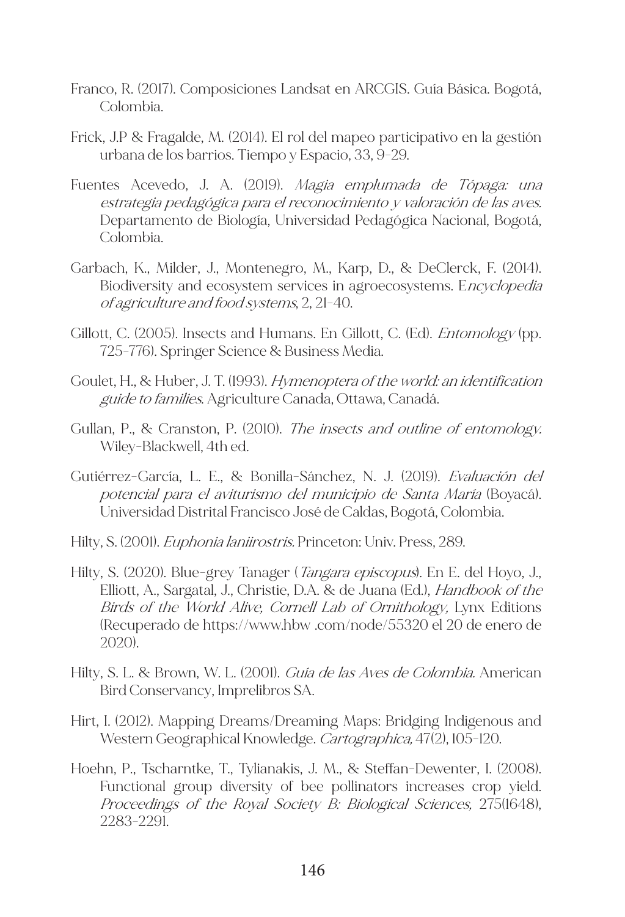Franco, R. (2017). Composiciones Landsat en ARCGIS. Guía Básica. Bogotá, Colombia.

Frick, J.P & Fragalde, M. (2014). El rol del mapeo participativo en la gestión urbana de los barrios. Tiempo y Espacio, 33, 9-29.

Fuentes Acevedo, J. A. (2019). *Magia emplumada de Tópaga: una estrategia pedagógica para el reconocimiento y valoración de las aves.* Departamento de Biología, Universidad Pedagógica Nacional, Bogotá, Colombia.

Garbach, K., Milder, J., Montenegro, M., Karp, D., & DeClerck, F. (2014). Biodiversity and ecosystem services in agroecosystems. E*ncyclopedia of agriculture and food systems*, 2, 21-40.

Gillott, C. (2005). Insects and Humans. En Gillott, C. (Ed). *Entomology* (pp. 725-776). Springer Science & Business Media.

Goulet, H., & Huber, J. T. (1993). *Hymenoptera of the world: an identification guide to families*. Agriculture Canada, Ottawa, Canadá.

Gullan, P., & Cranston, P. (2010). *The insects and outline of entomology.* Wiley-Blackwell, 4th ed.

Gutiérrez-García, L. E., & Bonilla-Sánchez, N. J. (2019). *Evaluación del potencial para el aviturismo del municipio de Santa María* (Boyacá). Universidad Distrital Francisco José de Caldas, Bogotá, Colombia.

Hilty, S. (2001). *Euphonia laniirostris*. Princeton: Univ. Press, 289.

Hilty, S. (2020). Blue-grey Tanager (*Tangara episcopus*). En E. del Hoyo, J., Elliott, A., Sargatal, J., Christie, D.A. & de Juana (Ed.), *Handbook of the Birds of the World Alive, Cornell Lab of Ornithology,* Lynx Editions (Recuperado de https://www.hbw .com/node/55320 el 20 de enero de 2020).

Hilty, S. L. & Brown, W. L. (2001). *Guía de las Aves de Colombia.* American Bird Conservancy, Imprelibros SA.

Hirt, I. (2012). Mapping Dreams/Dreaming Maps: Bridging Indigenous and Western Geographical Knowledge. *Cartographica,* 47(2), 105-120.

Hoehn, P., Tscharntke, T., Tylianakis, J. M., & Steffan-Dewenter, I. (2008). Functional group diversity of bee pollinators increases crop yield. *Proceedings of the Royal Society B: Biological Sciences,* 275(1648), 2283-2291.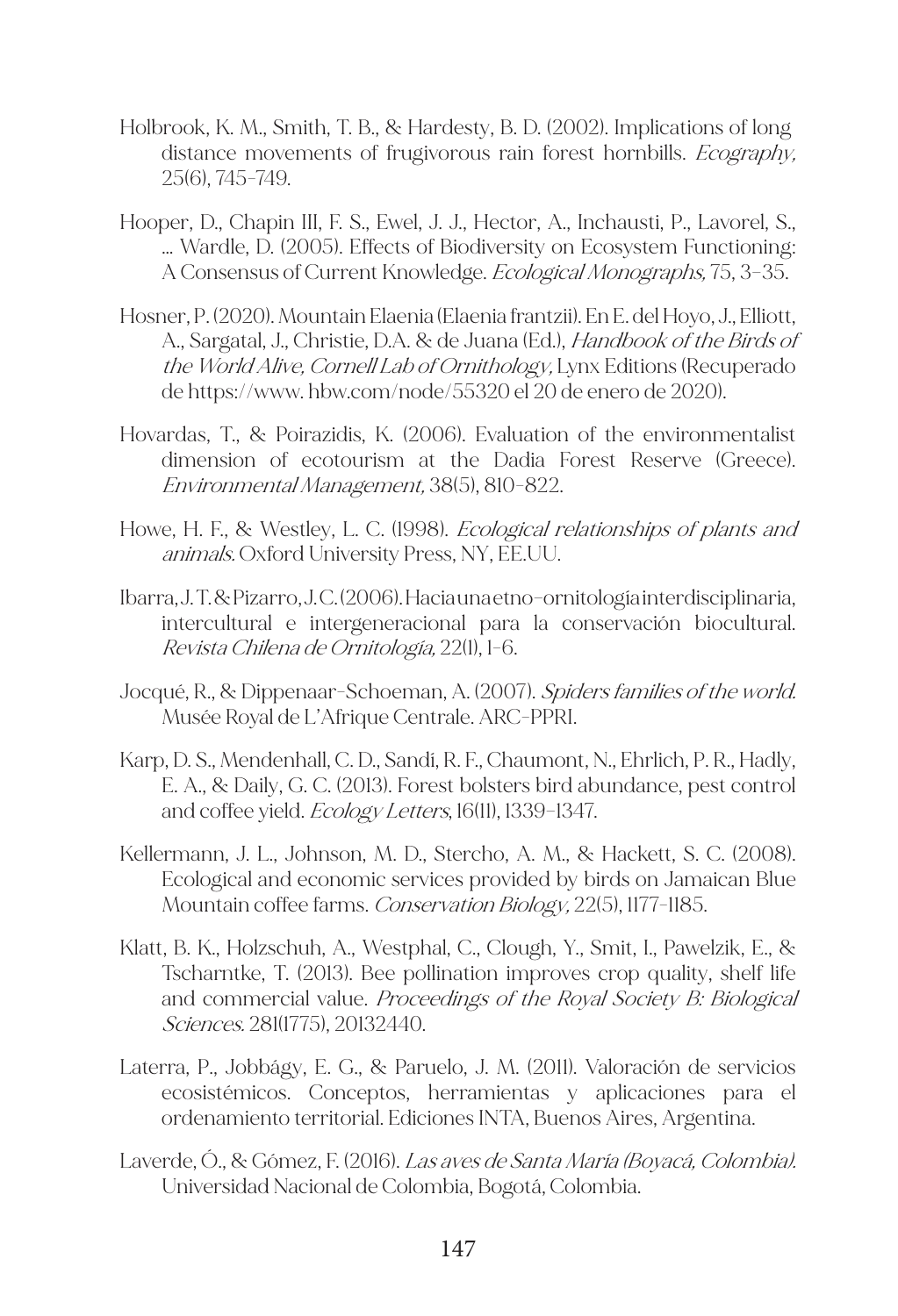Holbrook, K. M., Smith, T. B., & Hardesty, B. D. (2002). Implications of long distance movements of frugivorous rain forest hornbills. *Ecography,* 25(6), 745-749.

Hooper, D., Chapin III, F. S., Ewel, J. J., Hector, A., Inchausti, P., Lavorel, S., ... Wardle, D. (2005). Effects of Biodiversity on Ecosystem Functioning: A Consensus of Current Knowledge. *Ecological Monographs,* 75, 3–35.

Hosner, P. (2020). Mountain Elaenia (Elaenia frantzii). En E. del Hoyo, J., Elliott, A., Sargatal, J., Christie, D.A. & de Juana (Ed.), *Handbook of the Birds of the World Alive, Cornell Lab of Ornithology,* Lynx Editions (Recuperado de https://www. hbw.com/node/55320 el 20 de enero de 2020).

Hovardas, T., & Poirazidis, K. (2006). Evaluation of the environmentalist dimension of ecotourism at the Dadia Forest Reserve (Greece). *Environmental Management,* 38(5), 810-822.

Howe, H. F., & Westley, L. C. (1998). *Ecological relationships of plants and animals.* Oxford University Press, NY, EE.UU.

Ibarra, J. T. & Pizarro, J. C. (2006). Hacia una etno-ornitología interdisciplinaria, intercultural e intergeneracional para la conservación biocultural. *Revista Chilena de Ornitología,* 22(1), 1-6.

Jocqué, R., & Dippenaar-Schoeman, A. (2007). *Spiders families of the world.* Musée Royal de L'Afrique Centrale. ARC-PPRI.

Karp, D. S., Mendenhall, C. D., Sandí, R. F., Chaumont, N., Ehrlich, P. R., Hadly, E. A., & Daily, G. C. (2013). Forest bolsters bird abundance, pest control and coffee yield. *Ecology Letters*, 16(11), 1339–1347.

Kellermann, J. L., Johnson, M. D., Stercho, A. M., & Hackett, S. C. (2008). Ecological and economic services provided by birds on Jamaican Blue Mountain coffee farms. *Conservation Biology,* 22(5), 1177-1185.

Klatt, B. K., Holzschuh, A., Westphal, C., Clough, Y., Smit, I., Pawelzik, E., & Tscharntke, T. (2013). Bee pollination improves crop quality, shelf life and commercial value. *Proceedings of the Royal Society B: Biological Sciences.* 281(1775), 20132440.

Laterra, P., Jobbágy, E. G., & Paruelo, J. M. (2011). Valoración de servicios ecosistémicos. Conceptos, herramientas y aplicaciones para el ordenamiento territorial. Ediciones INTA, Buenos Aires, Argentina.

Laverde, Ó., & Gómez, F. (2016). *Las aves de Santa María (Boyacá, Colombia).* Universidad Nacional de Colombia, Bogotá, Colombia.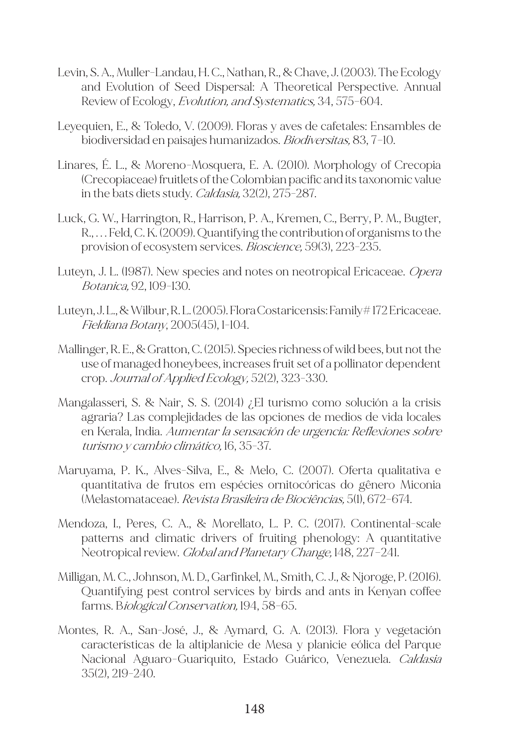Levin, S. A., Muller-Landau, H. C., Nathan, R., & Chave, J. (2003). The Ecology and Evolution of Seed Dispersal: A Theoretical Perspective. Annual Review of Ecology, *Evolution, and Systematics,* 34, 575-604.

Leyequien, E., & Toledo, V. (2009). Floras y aves de cafetales: Ensambles de biodiversidad en paisajes humanizados. *Biodiversitas,* 83, 7-10.

Linares, É. L., & Moreno-Mosquera, E. A. (2010). Morphology of Crecopia (Crecopiaceae) fruitlets of the Colombian pacific and its taxonomic value in the bats diets study. *Caldasia,* 32(2), 275-287.

Luck, G. W., Harrington, R., Harrison, P. A., Kremen, C., Berry, P. M., Bugter, R., … Feld, C. K. (2009). Quantifying the contribution of organisms to the provision of ecosystem services. *Bioscience,* 59(3), 223-235.

Luteyn, J. L. (1987). New species and notes on neotropical Ericaceae. *Opera Botanica,* 92, 109-130.

Luteyn, J. L., & Wilbur, R. L. (2005). Flora Costaricensis: Family # 172 Ericaceae. *Fieldiana Botany*, 2005(45), 1-104.

Mallinger, R. E., & Gratton, C. (2015). Species richness of wild bees, but not the use of managed honeybees, increases fruit set of a pollinator dependent crop. *Journal of Applied Ecology,* 52(2), 323-330.

Mangalasseri, S. & Nair, S. S. (2014) ¿El turismo como solución a la crisis agraria? Las complejidades de las opciones de medios de vida locales en Kerala, India. *Aumentar la sensación de urgencia: Reflexiones sobre turismo y cambio climático,* 16, 35-37.

Maruyama, P. K., Alves-Silva, E., & Melo, C. (2007). Oferta qualitativa e quantitativa de frutos em espécies ornitocóricas do gênero Miconia (Melastomataceae). *Revista Brasileira de Biociências,* 5(1), 672-674.

Mendoza, I., Peres, C. A., & Morellato, L. P. C. (2017). Continental-scale patterns and climatic drivers of fruiting phenology: A quantitative Neotropical review. *Global and Planetary Change,* 148, 227-241.

Milligan, M. C., Johnson, M. D., Garfinkel, M., Smith, C. J., & Njoroge, P. (2016). Quantifying pest control services by birds and ants in Kenyan coffee farms. B*iological Conservation,* 194, 58-65.

Montes, R. A., San-José, J., & Aymard, G. A. (2013). Flora y vegetación características de la altiplanicie de Mesa y planicie eólica del Parque Nacional Aguaro-Guariquito, Estado Guárico, Venezuela. *Caldasia* 35(2), 219-240.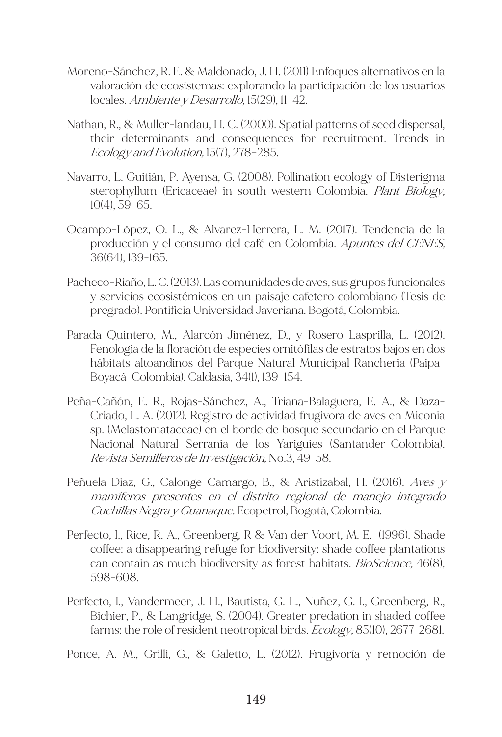Moreno-Sánchez, R. E. & Maldonado, J. H. (2011) Enfoques alternativos en la valoración de ecosistemas: explorando la participación de los usuarios locales. *Ambiente y Desarrollo,* 15(29), 11-42.

Nathan, R., & Muller-landau, H. C. (2000). Spatial patterns of seed dispersal, their determinants and consequences for recruitment. Trends in *Ecology and Evolution,* 15(7), 278-285.

Navarro, L. Guitián, P. Ayensa, G. (2008). Pollination ecology of Disterigma sterophyllum (Ericaceae) in south-western Colombia. *Plant Biology,* 10(4), 59-65.

Ocampo-López, O. L., & Alvarez-Herrera, L. M. (2017). Tendencia de la producción y el consumo del café en Colombia. *Apuntes del CENES,* 36(64), 139-165.

Pacheco-Riaño, L. C. (2013). Las comunidades de aves, sus grupos funcionales y servicios ecosistémicos en un paisaje cafetero colombiano (Tesis de pregrado). Pontificia Universidad Javeriana. Bogotá, Colombia.

Parada-Quintero, M., Alarcón-Jiménez, D., y Rosero-Lasprilla, L. (2012). Fenología de la floración de especies ornitófilas de estratos bajos en dos hábitats altoandinos del Parque Natural Municipal Ranchería (Paipa-Boyacá-Colombia). Caldasia, 34(1), 139-154.

Peña-Cañón, E. R., Rojas-Sánchez, A., Triana-Balaguera, E. A., & Daza-Criado, L. A. (2012). Registro de actividad frugívora de aves en Miconia sp. (Melastomataceae) en el borde de bosque secundario en el Parque Nacional Natural Serranía de los Yariguíes (Santander-Colombia). *Revista Semilleros de Investigación,* No.3, 49-58.

Peñuela-Diaz, G., Calonge-Camargo, B., & Aristizabal, H. (2016). *Aves y mamíferos presentes en el distrito regional de manejo integrado Cuchillas Negra y Guanaque.* Ecopetrol, Bogotá, Colombia.

Perfecto, I., Rice, R. A., Greenberg, R & Van der Voort, M. E. (1996). Shade coffee: a disappearing refuge for biodiversity: shade coffee plantations can contain as much biodiversity as forest habitats. *BioScience,* 46(8), 598-608.

Perfecto, I., Vandermeer, J. H., Bautista, G. L., Nuñez, G. I., Greenberg, R., Bichier, P., & Langridge, S. (2004). Greater predation in shaded coffee farms: the role of resident neotropical birds. *Ecology,* 85(10), 2677-2681.

Ponce, A. M., Grilli, G., & Galetto, L. (2012). Frugivoría y remoción de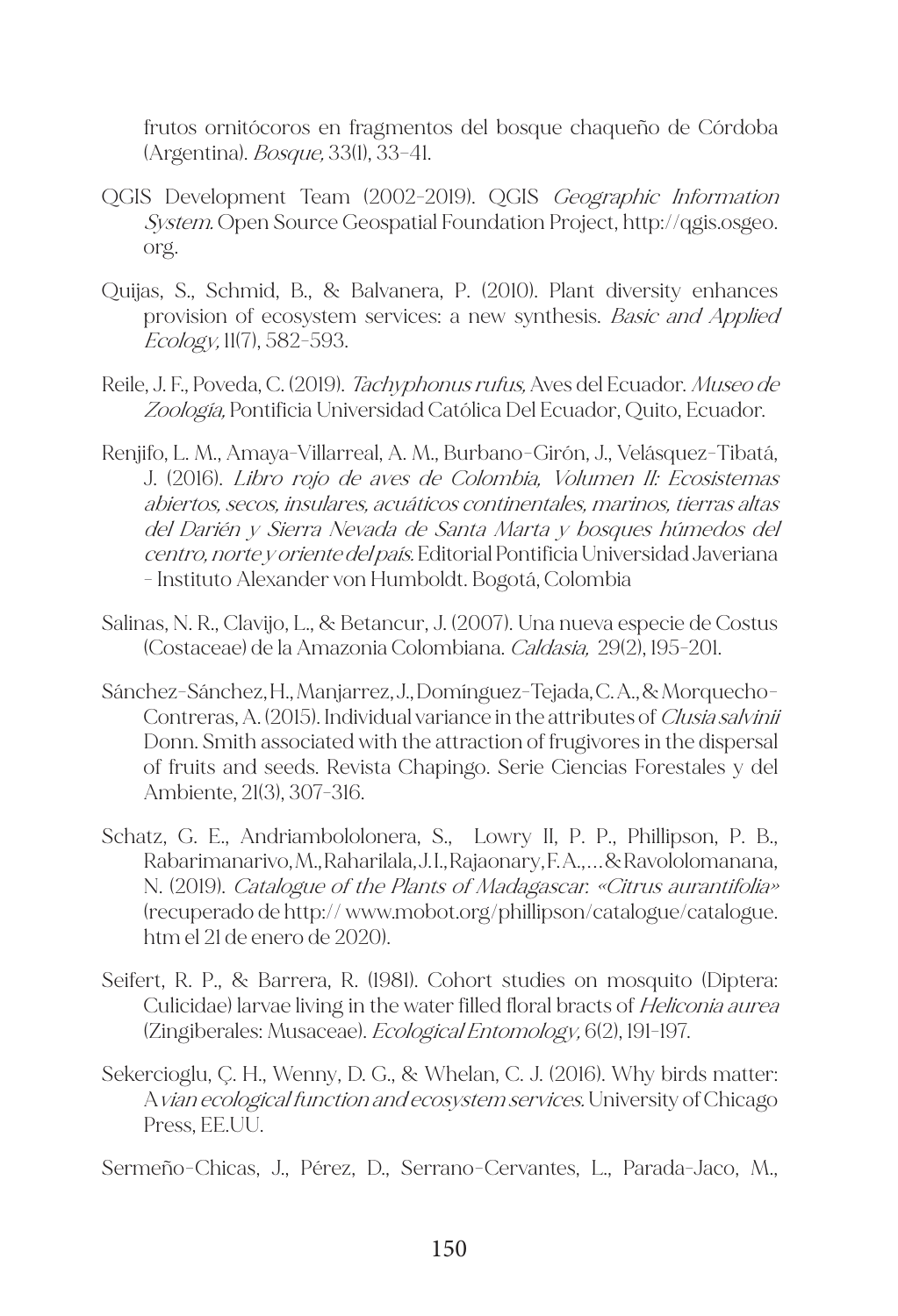frutos ornitócoros en fragmentos del bosque chaqueño de Córdoba (Argentina). *Bosque,* 33(1), 33-41.

QGIS Development Team (2002-2019). QGIS *Geographic Information System.* Open Source Geospatial Foundation Project, http://qgis.osgeo.org.

Quijas, S., Schmid, B., & Balvanera, P. (2010). Plant diversity enhances provision of ecosystem services: a new synthesis. *Basic and Applied Ecology,* 11(7), 582-593.

Reile, J. F., Poveda, C. (2019). *Tachyphonus rufus,* Aves del Ecuador. *Museo de Zoología,* Pontificia Universidad Católica Del Ecuador, Quito, Ecuador.

Renjifo, L. M., Amaya-Villarreal, A. M., Burbano-Girón, J., Velásquez-Tibatá, J. (2016). *Libro rojo de aves de Colombia, Volumen II: Ecosistemas abiertos, secos, insulares, acuáticos continentales, marinos, tierras altas del Darién y Sierra Nevada de Santa Marta y bosques húmedos del centro, norte y oriente del país.* Editorial Pontificia Universidad Javeriana - Instituto Alexander von Humboldt. Bogotá, Colombia

Salinas, N. R., Clavijo, L., & Betancur, J. (2007). Una nueva especie de Costus (Costaceae) de la Amazonia Colombiana. *Caldasia,* 29(2), 195-201.

Sánchez-Sánchez, H., Manjarrez, J., Domínguez-Tejada, C. A., & Morquecho-Contreras, A. (2015). Individual variance in the attributes of *Clusia salvinii* Donn. Smith associated with the attraction of frugivores in the dispersal of fruits and seeds. Revista Chapingo. Serie Ciencias Forestales y del Ambiente, 21(3), 307-316.

Schatz, G. E., Andriambololonera, S., Lowry II, P. P., Phillipson, P. B., Rabarimanarivo, M., Raharilala, J. I., Rajaonary, F. A., ... & Ravololomanana, N. (2019). *Catalogue of the Plants of Madagascar: «Citrus aurantifolia»* (recuperado de http:// www.mobot.org/phillipson/catalogue/catalogue.htm el 21 de enero de 2020).

Seifert, R. P., & Barrera, R. (1981). Cohort studies on mosquito (Diptera: Culicidae) larvae living in the water filled floral bracts of *Heliconia aurea* (Zingiberales: Musaceae). *Ecological Entomology,* 6(2), 191-197.

Sekercioglu, Ç. H., Wenny, D. G., & Whelan, C. J. (2016). Why birds matter: A*vian ecological function and ecosystem services.* University of Chicago Press, EE.UU.

Sermeño-Chicas, J., Pérez, D., Serrano-Cervantes, L., Parada-Jaco, M.,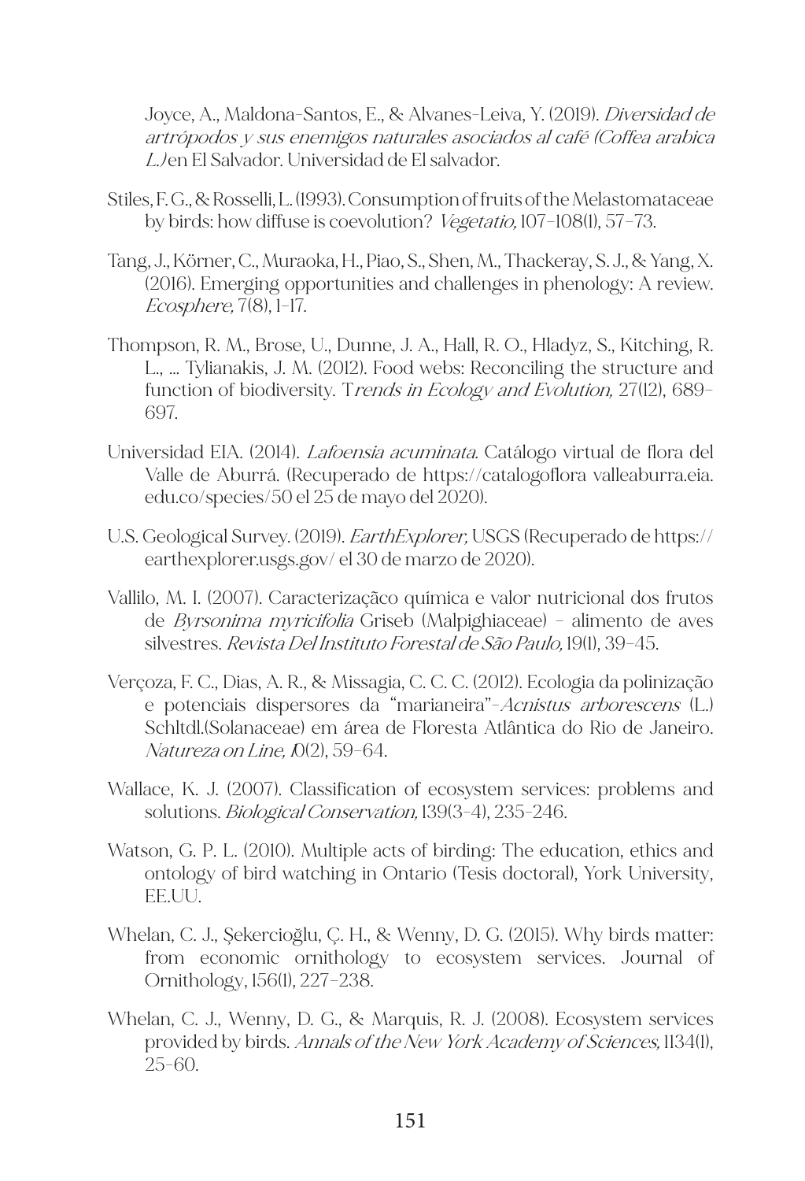Joyce, A., Maldona-Santos, E., & Alvanes-Leiva, Y. (2019). *Diversidad de artrópodos y sus enemigos naturales asociados al café (Coffea arabica L.)* en El Salvador. Universidad de El salvador.

Stiles, F. G., & Rosselli, L. (1993). Consumption of fruits of the Melastomataceae by birds: how diffuse is coevolution? *Vegetatio,* 107-108(1), 57-73.

Tang, J., Körner, C., Muraoka, H., Piao, S., Shen, M., Thackeray, S. J., & Yang, X. (2016). Emerging opportunities and challenges in phenology: A review. *Ecosphere,* 7(8), 1-17.

Thompson, R. M., Brose, U., Dunne, J. A., Hall, R. O., Hladyz, S., Kitching, R. L., ... Tylianakis, J. M. (2012). Food webs: Reconciling the structure and function of biodiversity. T*rends in Ecology and Evolution,* 27(12), 689-697.

Universidad EIA. (2014). *Lafoensia acuminata.* Catálogo virtual de flora del Valle de Aburrá. (Recuperado de https://catalogoflora valleaburra.eia.edu.co/species/50 el 25 de mayo del 2020).

U.S. Geological Survey. (2019). *EarthExplorer,* USGS (Recuperado de https://earthexplorer.usgs.gov/ el 30 de marzo de 2020).

Vallilo, M. I. (2007). Caracterizaçáco química e valor nutricional dos frutos de *Byrsonima myricifolia* Griseb (Malpighiaceae) - alimento de aves silvestres. *Revista Del Instituto Forestal de São Paulo,* 19(1), 39-45.

Verçoza, F. C., Dias, A. R., & Missagia, C. C. C. (2012). Ecologia da polinização e potenciais dispersores da "marianeira"-*Acnistus arborescens* (L.) Schltdl.(Solanaceae) em área de Floresta Atlântica do Rio de Janeiro. *Natureza on Line, 10*(2), 59-64.

Wallace, K. J. (2007). Classification of ecosystem services: problems and solutions. *Biological Conservation,* 139(3-4), 235-246.

Watson, G. P. L. (2010). Multiple acts of birding: The education, ethics and ontology of bird watching in Ontario (Tesis doctoral), York University, EE.UU.

Whelan, C. J., Şekercioğlu, Ç. H., & Wenny, D. G. (2015). Why birds matter: from economic ornithology to ecosystem services. Journal of Ornithology, 156(1), 227-238.

Whelan, C. J., Wenny, D. G., & Marquis, R. J. (2008). Ecosystem services provided by birds. *Annals of the New York Academy of Sciences,* 1134(1), 25-60.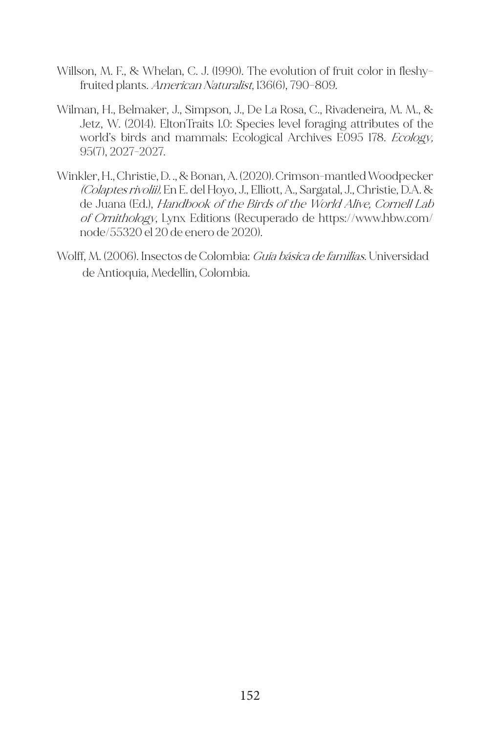Willson, M. F., & Whelan, C. J. (1990). The evolution of fruit color in fleshy-fruited plants. *American Naturalist*, 136(6), 790–809.

Wilman, H., Belmaker, J., Simpson, J., De La Rosa, C., Rivadeneira, M. M., & Jetz, W. (2014). EltonTraits 1.0: Species level foraging attributes of the world's birds and mammals: Ecological Archives E095 178. *Ecology,* 95(7), 2027-2027.

Winkler, H., Christie, D. ., & Bonan, A. (2020). Crimson-mantled Woodpecker *(Colaptes rivolii).* En E. del Hoyo, J., Elliott, A., Sargatal, J., Christie, D.A. & de Juana (Ed.), *Handbook of the Birds of the World Alive, Cornell Lab of Ornithology*, Lynx Editions (Recuperado de https://www.hbw.com/node/55320 el 20 de enero de 2020).

Wolff, M. (2006). Insectos de Colombia: *Guía básica de familias.* Universidad de Antioquia, Medellín, Colombia.